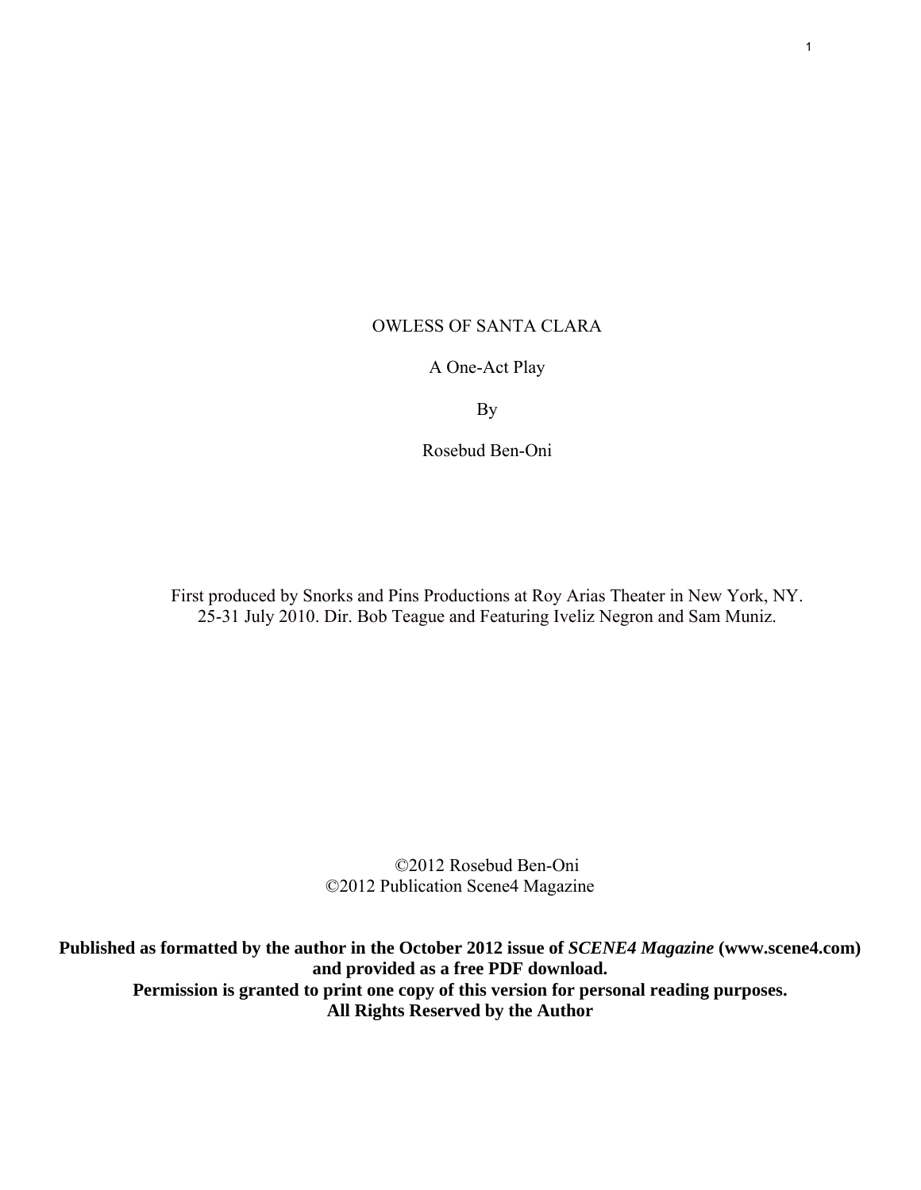# OWLESS OF SANTA CLARA

A One-Act Play

By

Rosebud Ben-Oni

First produced by Snorks and Pins Productions at Roy Arias Theater in New York, NY. 25-31 July 2010. Dir. Bob Teague and Featuring Iveliz Negron and Sam Muniz.

©2012 Rosebud Ben-Oni
©2012 Publication Scene4 Magazine

**Published as formatted by the author in the October 2012 issue of *SCENE4 Magazine* (www.scene4.com) and provided as a free PDF download.**
**Permission is granted to print one copy of this version for personal reading purposes.**
**All Rights Reserved by the Author**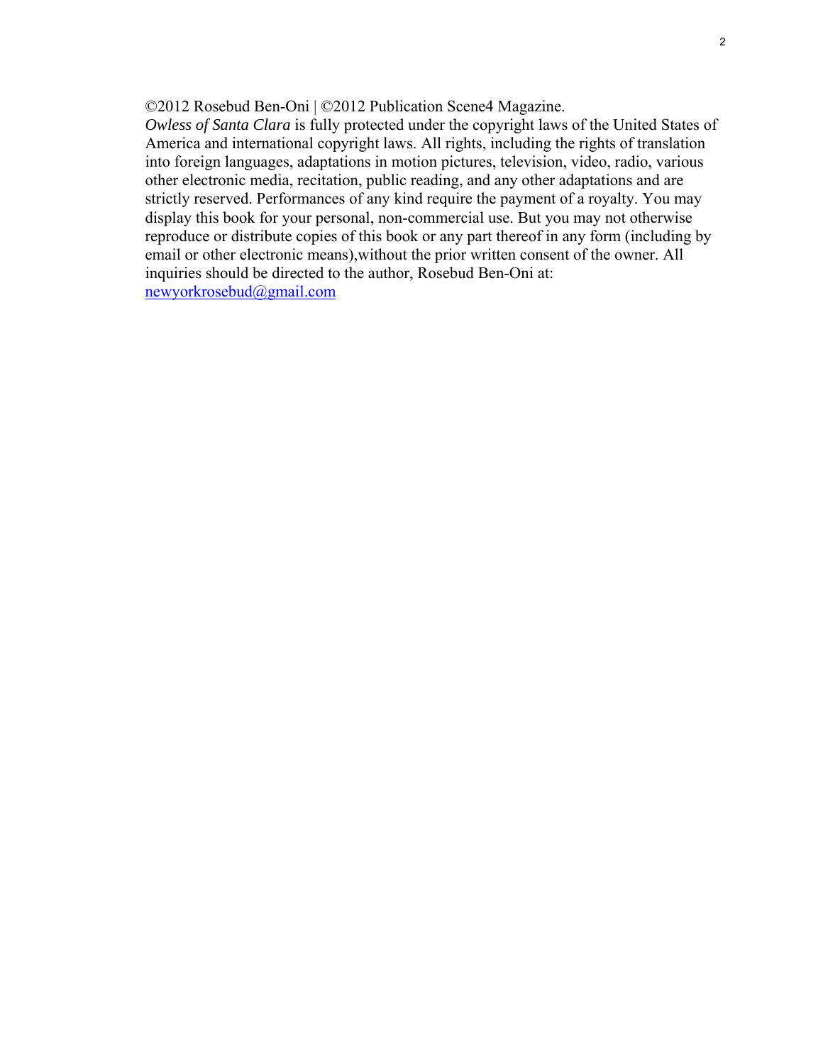©2012 Rosebud Ben-Oni | ©2012 Publication Scene4 Magazine.
*Owless of Santa Clara* is fully protected under the copyright laws of the United States of America and international copyright laws. All rights, including the rights of translation into foreign languages, adaptations in motion pictures, television, video, radio, various other electronic media, recitation, public reading, and any other adaptations and are strictly reserved. Performances of any kind require the payment of a royalty. You may display this book for your personal, non-commercial use. But you may not otherwise reproduce or distribute copies of this book or any part thereof in any form (including by email or other electronic means),without the prior written consent of the owner. All inquiries should be directed to the author, Rosebud Ben-Oni at:
newyorkrosebud@gmail.com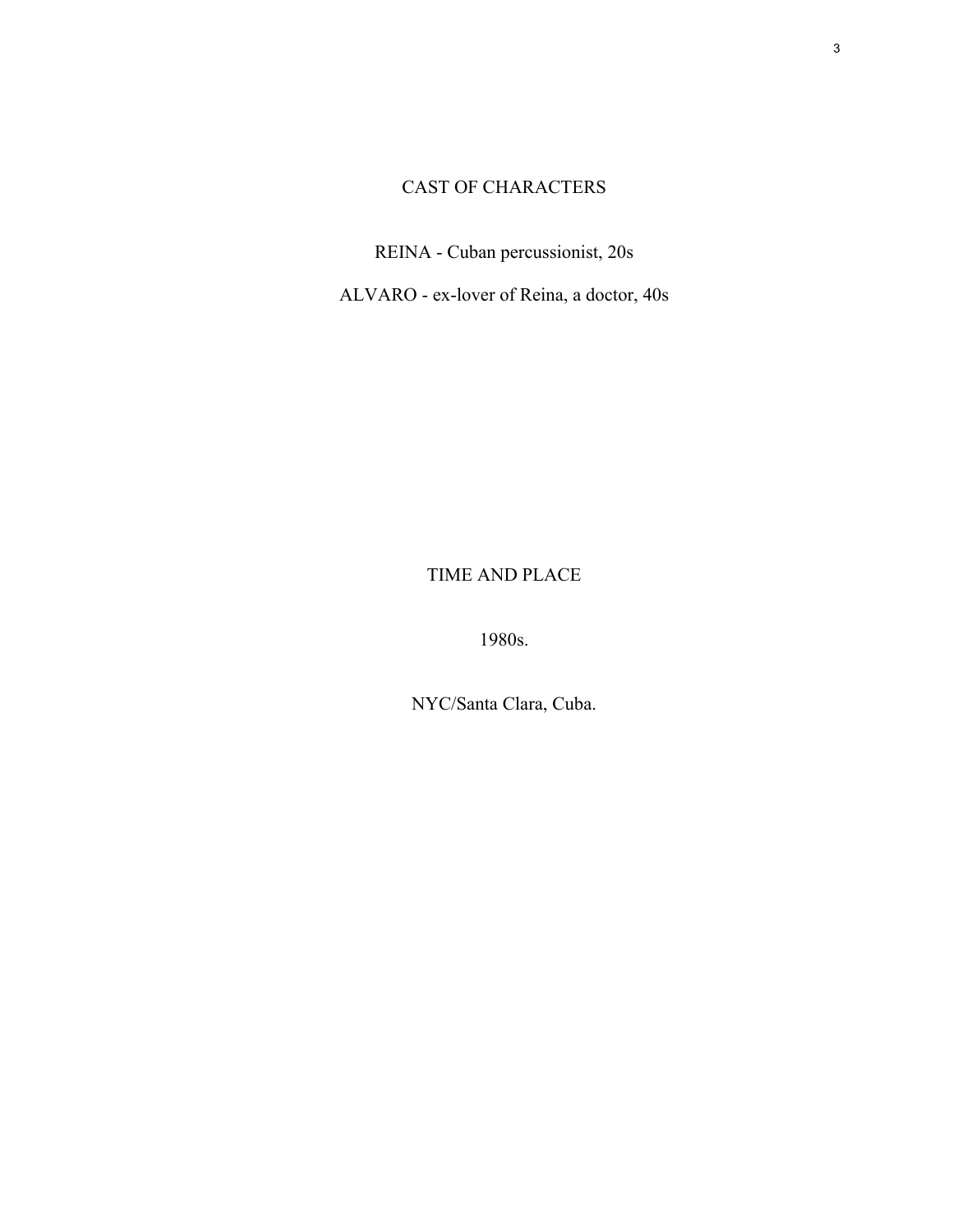## CAST OF CHARACTERS

REINA - Cuban percussionist, 20s

ALVARO - ex-lover of Reina, a doctor, 40s

## TIME AND PLACE

1980s.

NYC/Santa Clara, Cuba.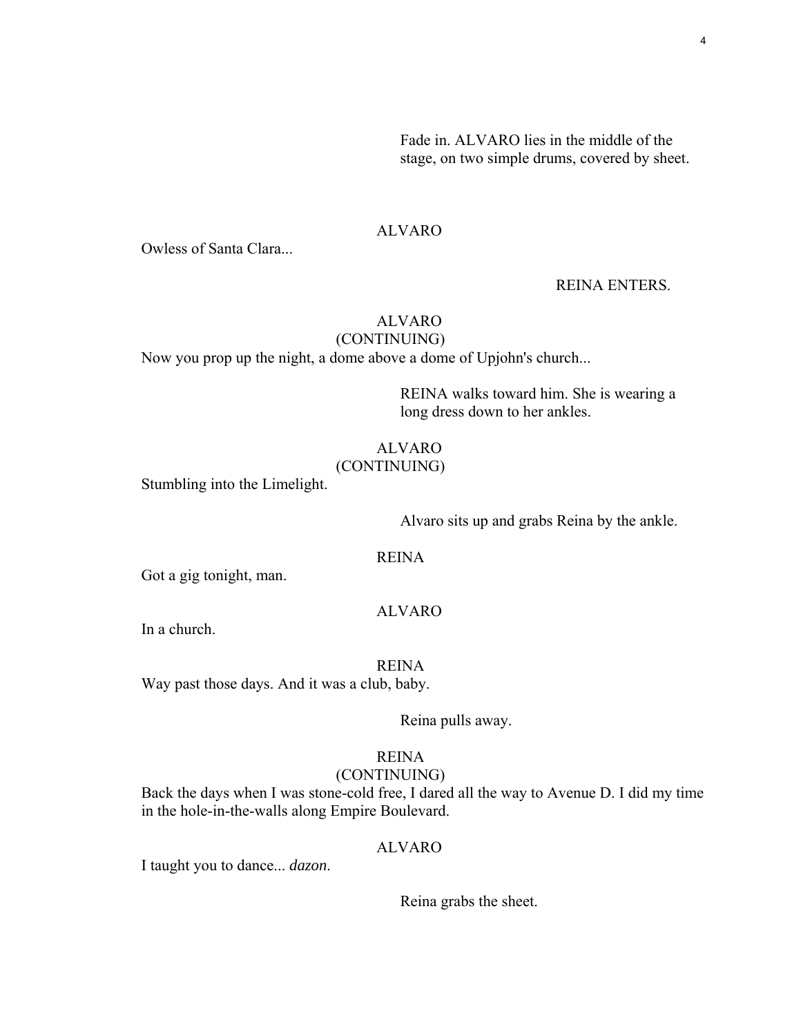Fade in. ALVARO lies in the middle of the stage, on two simple drums, covered by sheet.

ALVARO

Owless of Santa Clara...

REINA ENTERS.

ALVARO
(CONTINUING)

Now you prop up the night, a dome above a dome of Upjohn's church...

REINA walks toward him. She is wearing a long dress down to her ankles.

ALVARO
(CONTINUING)

Stumbling into the Limelight.

Alvaro sits up and grabs Reina by the ankle.

REINA

Got a gig tonight, man.

ALVARO

In a church.

REINA

Way past those days. And it was a club, baby.

Reina pulls away.

REINA
(CONTINUING)

Back the days when I was stone-cold free, I dared all the way to Avenue D. I did my time in the hole-in-the-walls along Empire Boulevard.

ALVARO

I taught you to dance... *dazon*.

Reina grabs the sheet.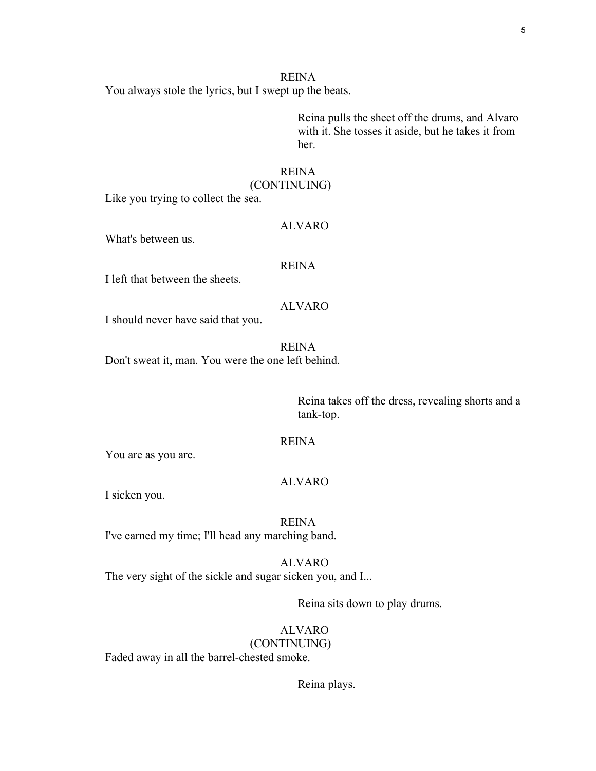REINA

You always stole the lyrics, but I swept up the beats.

Reina pulls the sheet off the drums, and Alvaro with it. She tosses it aside, but he takes it from her.

REINA
(CONTINUING)

Like you trying to collect the sea.

ALVARO

What's between us.

REINA

I left that between the sheets.

ALVARO

I should never have said that you.

REINA

Don't sweat it, man. You were the one left behind.

Reina takes off the dress, revealing shorts and a tank-top.

REINA

You are as you are.

ALVARO

I sicken you.

REINA

I've earned my time; I'll head any marching band.

ALVARO

The very sight of the sickle and sugar sicken you, and I...

Reina sits down to play drums.

ALVARO
(CONTINUING)

Faded away in all the barrel-chested smoke.

Reina plays.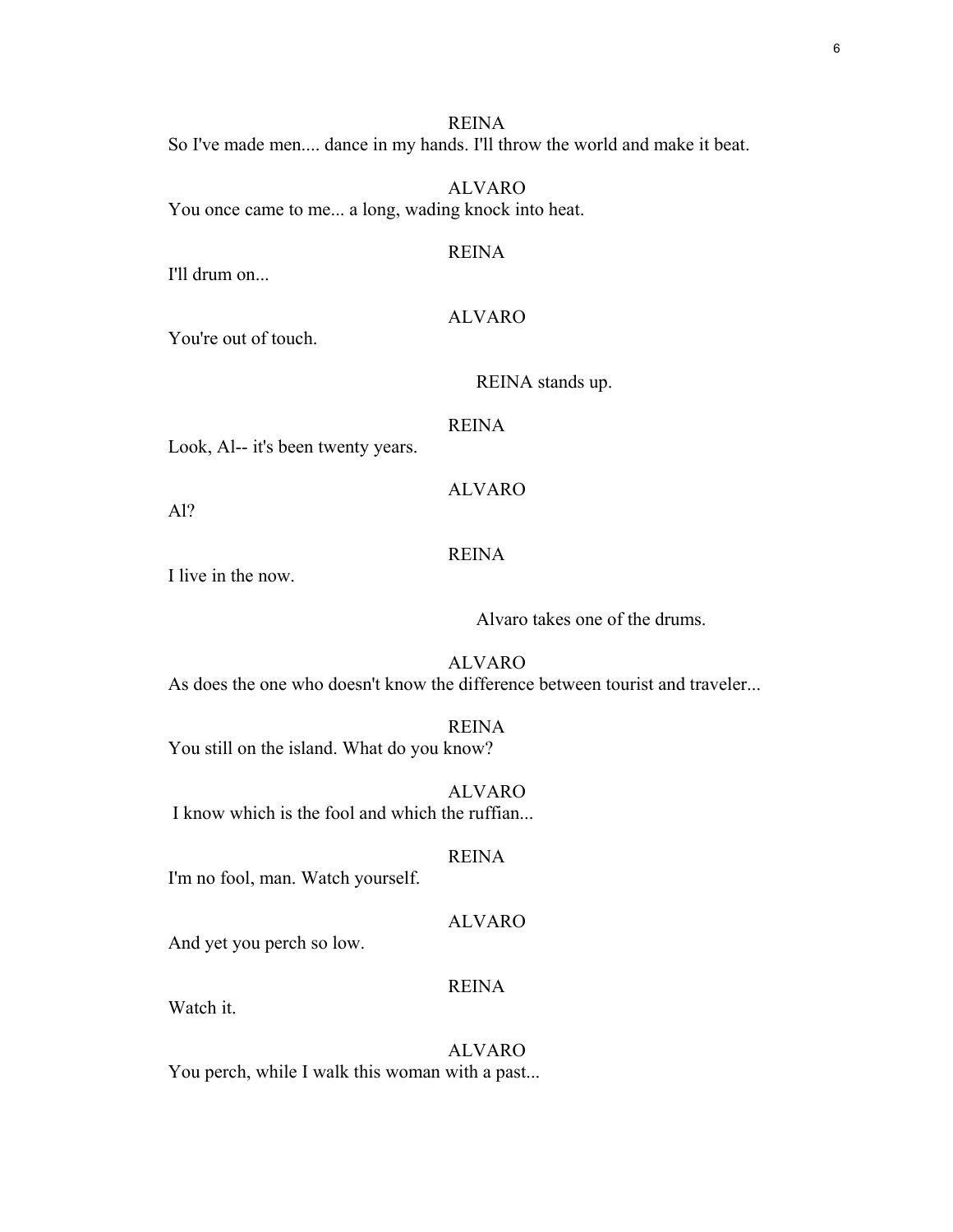REINA

So I've made men.... dance in my hands. I'll throw the world and make it beat.

ALVARO

You once came to me... a long, wading knock into heat.

REINA

I'll drum on...

ALVARO

You're out of touch.

REINA stands up.

REINA

Look, Al-- it's been twenty years.

ALVARO

Al?

REINA

I live in the now.

Alvaro takes one of the drums.

ALVARO

As does the one who doesn't know the difference between tourist and traveler...

REINA

You still on the island. What do you know?

ALVARO

I know which is the fool and which the ruffian...

REINA

I'm no fool, man. Watch yourself.

ALVARO

And yet you perch so low.

REINA

Watch it.

ALVARO

You perch, while I walk this woman with a past...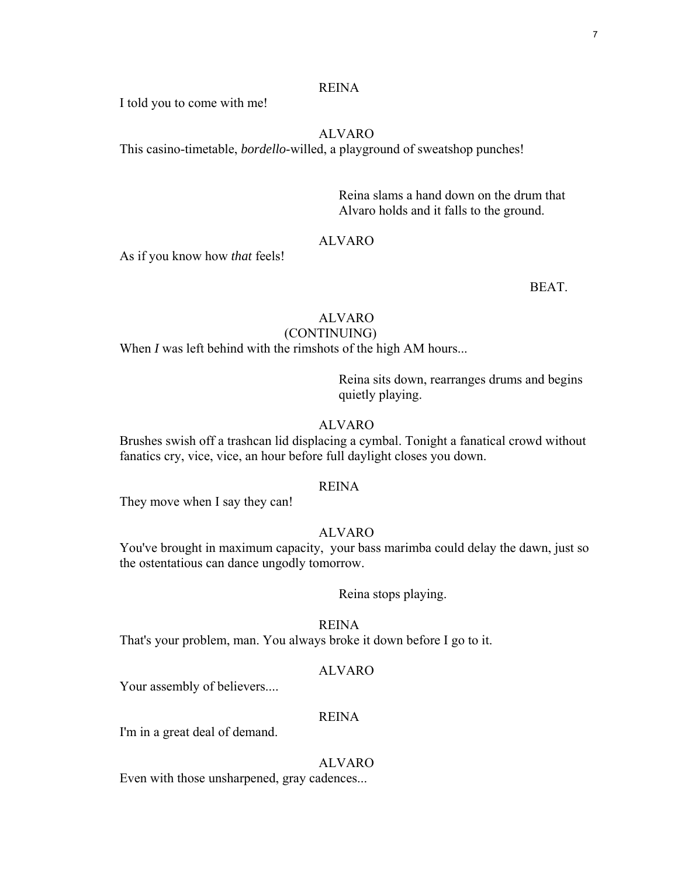REINA

I told you to come with me!

ALVARO

This casino-timetable, *bordello*-willed, a playground of sweatshop punches!

Reina slams a hand down on the drum that Alvaro holds and it falls to the ground.

ALVARO

As if you know how *that* feels!

BEAT.

ALVARO
(CONTINUING)

When *I* was left behind with the rimshots of the high AM hours...

Reina sits down, rearranges drums and begins quietly playing.

ALVARO

Brushes swish off a trashcan lid displacing a cymbal. Tonight a fanatical crowd without fanatics cry, vice, vice, an hour before full daylight closes you down.

REINA

They move when I say they can!

ALVARO

You've brought in maximum capacity, your bass marimba could delay the dawn, just so the ostentatious can dance ungodly tomorrow.

Reina stops playing.

REINA

That's your problem, man. You always broke it down before I go to it.

ALVARO

Your assembly of believers....

REINA

I'm in a great deal of demand.

ALVARO

Even with those unsharpened, gray cadences...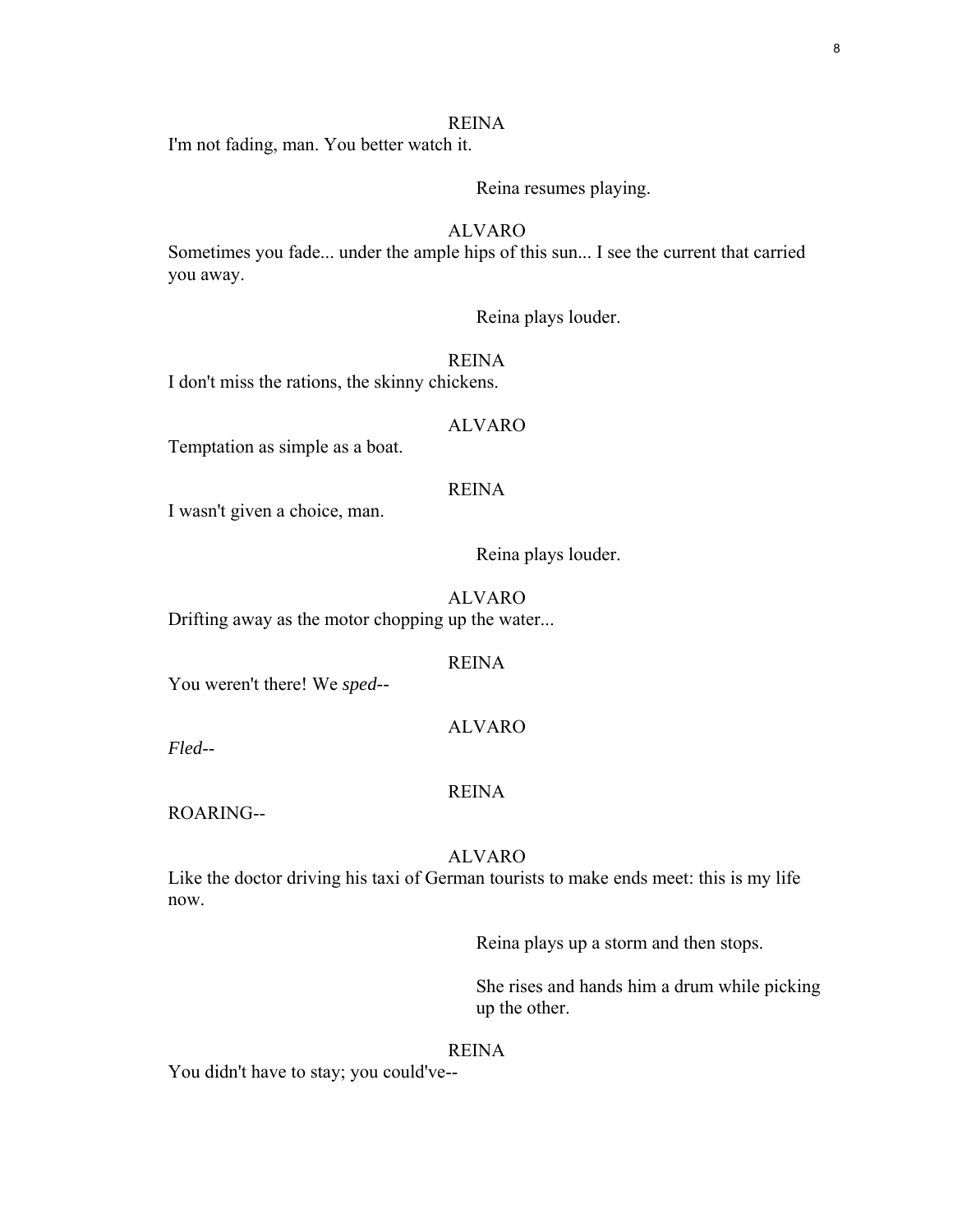REINA

I'm not fading, man. You better watch it.

Reina resumes playing.

ALVARO

Sometimes you fade... under the ample hips of this sun... I see the current that carried you away.

Reina plays louder.

REINA

I don't miss the rations, the skinny chickens.

ALVARO

Temptation as simple as a boat.

REINA

I wasn't given a choice, man.

Reina plays louder.

ALVARO

Drifting away as the motor chopping up the water...

REINA

You weren't there! We *sped*--

ALVARO

*Fled*--

REINA

ROARING--

ALVARO

Like the doctor driving his taxi of German tourists to make ends meet: this is my life now.

Reina plays up a storm and then stops.

She rises and hands him a drum while picking up the other.

REINA

You didn't have to stay; you could've--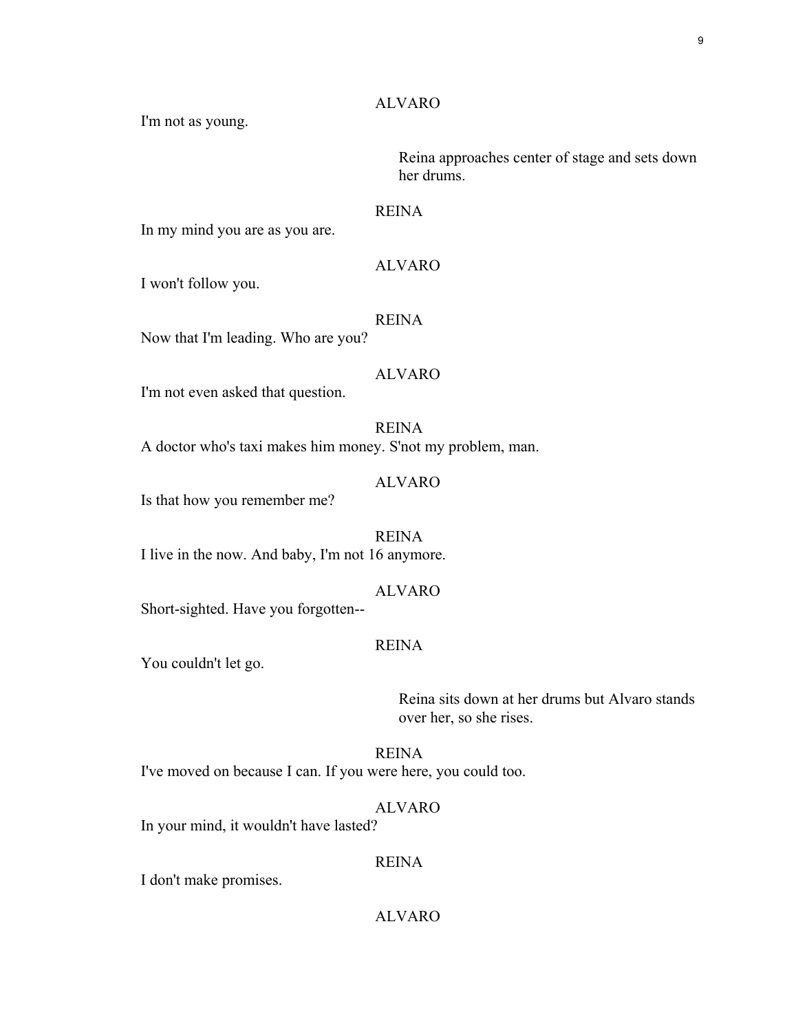ALVARO

I'm not as young.

Reina approaches center of stage and sets down her drums.

REINA

In my mind you are as you are.

ALVARO

I won't follow you.

REINA

Now that I'm leading. Who are you?

ALVARO

I'm not even asked that question.

REINA

A doctor who's taxi makes him money. S'not my problem, man.

ALVARO

Is that how you remember me?

REINA

I live in the now. And baby, I'm not 16 anymore.

ALVARO

Short-sighted. Have you forgotten--

REINA

You couldn't let go.

Reina sits down at her drums but Alvaro stands over her, so she rises.

REINA

I've moved on because I can. If you were here, you could too.

ALVARO

In your mind, it wouldn't have lasted?

REINA

I don't make promises.

ALVARO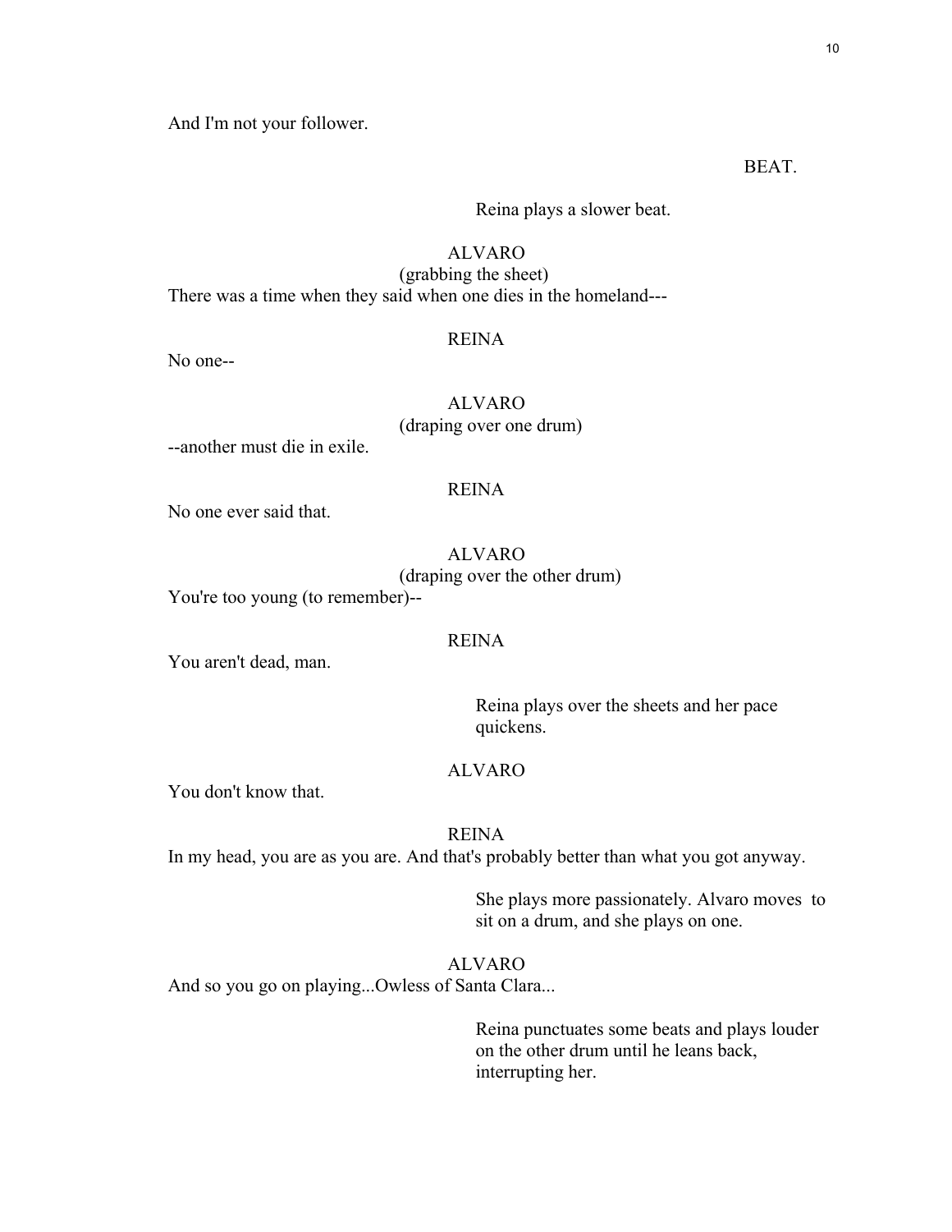And I'm not your follower.

BEAT.

Reina plays a slower beat.

ALVARO

(grabbing the sheet)

There was a time when they said when one dies in the homeland---

REINA

No one--

ALVARO

(draping over one drum)

--another must die in exile.

REINA

No one ever said that.

ALVARO

(draping over the other drum)

You're too young (to remember)--

REINA

You aren't dead, man.

Reina plays over the sheets and her pace quickens.

ALVARO

You don't know that.

REINA

In my head, you are as you are. And that's probably better than what you got anyway.

She plays more passionately. Alvaro moves to sit on a drum, and she plays on one.

ALVARO

And so you go on playing...Owless of Santa Clara...

Reina punctuates some beats and plays louder on the other drum until he leans back, interrupting her.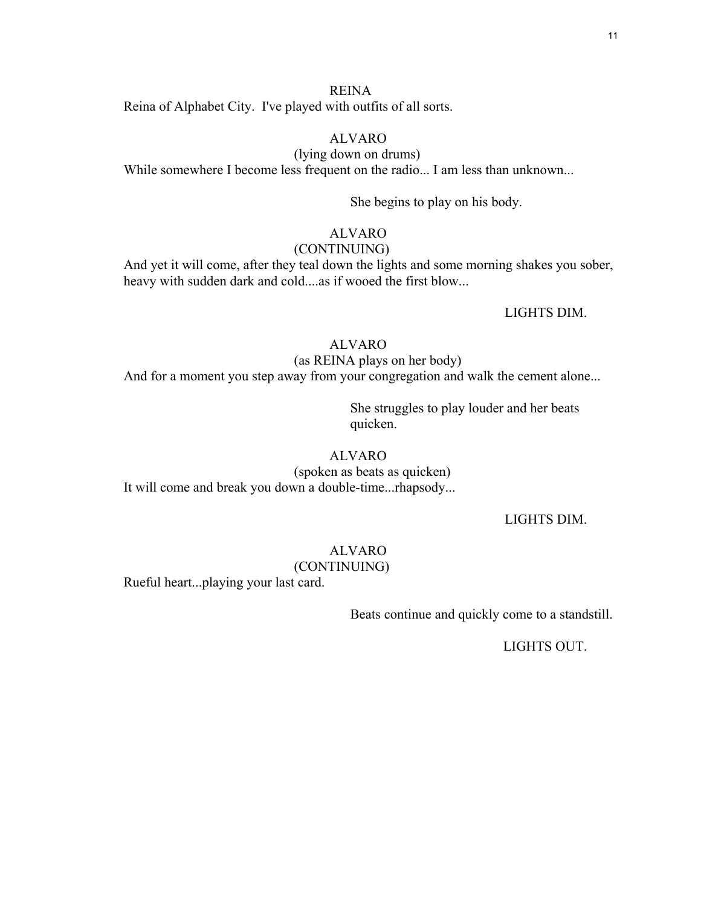REINA
Reina of Alphabet City.  I've played with outfits of all sorts.

ALVARO
(lying down on drums)
While somewhere I become less frequent on the radio... I am less than unknown...

She begins to play on his body.

ALVARO
(CONTINUING)
And yet it will come, after they teal down the lights and some morning shakes you sober, heavy with sudden dark and cold....as if wooed the first blow...

LIGHTS DIM.

ALVARO
(as REINA plays on her body)
And for a moment you step away from your congregation and walk the cement alone...

She struggles to play louder and her beats quicken.

ALVARO
(spoken as beats as quicken)
It will come and break you down a double-time...rhapsody...

LIGHTS DIM.

ALVARO
(CONTINUING)
Rueful heart...playing your last card.

Beats continue and quickly come to a standstill.

LIGHTS OUT.